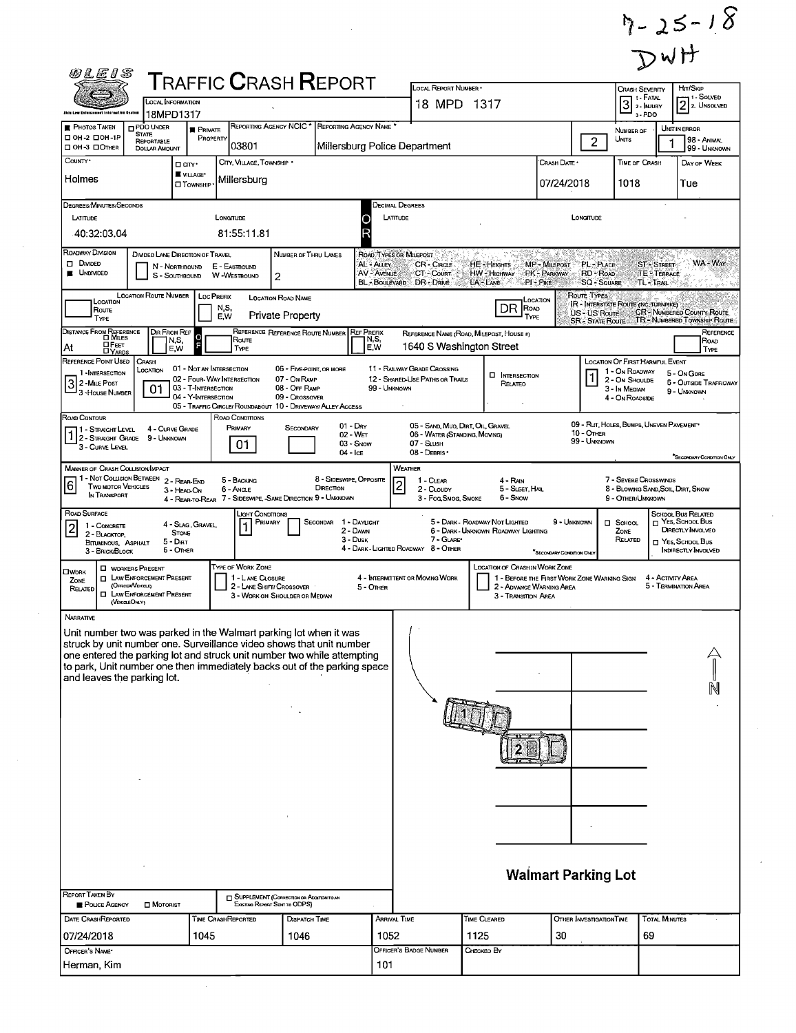7-25-18
DWH

# Traffic Crash Report

| Field | Value |
|---|---|
| Local Information | 18MPD1317 |
| Local Report Number | 18 MPD 1317 |
| Crash Severity | 3 (1 - Fatal, 2 - Injury, 3 - PDO) |
| Hit/Skip | 2 (1 - Solved, 2 - Unsolved) |
| Photos Taken | |
| PDO Under State Reportable Dollar Amount | |
| Private Property | ■ |
| Reporting Agency NCIC | 03801 |
| Reporting Agency Name | Millersburg Police Department |
| Number of Units | 2 |
| Unit in Error | 1 (98 - Animal, 99 - Unknown) |
| County | Holmes |
| City, Village, Township | Village: Millersburg |
| Crash Date | 07/24/2018 |
| Time of Crash | 1018 |
| Day of Week | Tue |

## Degrees/Minutes/Seconds

| Latitude | Longitude |
|---|---|
| 40:32:03.04 | 81:55:11.81 |

## Roadway

| Field | Value |
|---|---|
| Roadway Division | Undivided |
| Number of Thru Lanes | 2 |
| Location Road Name | Private Property |
| Location Road Type | DR |
| Reference Name (Road, Milepost, House #) | 1640 S Washington Street |
| Distance From Reference | At |
| Reference Point Used | 3 (3 - House Number) |
| Crash Location | 01 (01 - Not an Intersection) |
| Location of First Harmful Event | 1 (1 - On Roadway) |
| Road Contour | 1 (1 - Straight Level) |
| Road Conditions Primary | 01 (01 - Dry) |
| Manner of Crash Collision/Impact | 6 (6 - Angle) |
| Weather | 2 (2 - Cloudy) |
| Road Surface | 2 (2 - Blacktop, Bituminous, Asphalt) |
| Light Conditions Primary | 1 (1 - Daylight) |

## Narrative

Unit number two was parked in the Walmart parking lot when it was struck by unit number one. Surveillance video shows that unit number one entered the parking lot and struck unit number two while attempting to park, Unit number one then immediately backs out of the parking space and leaves the parking lot.

Walmart Parking Lot

## Report Information

| Field | Value |
|---|---|
| Report Taken By | Police Agency |
| Date Crash Reported | 07/24/2018 |
| Time Crash Reported | 1045 |
| Dispatch Time | 1046 |
| Arrival Time | 1052 |
| Time Cleared | 1125 |
| Other Investigation Time | 30 |
| Total Minutes | 69 |
| Officer's Name | Herman, Kim |
| Officer's Badge Number | 101 |
| Checked By | |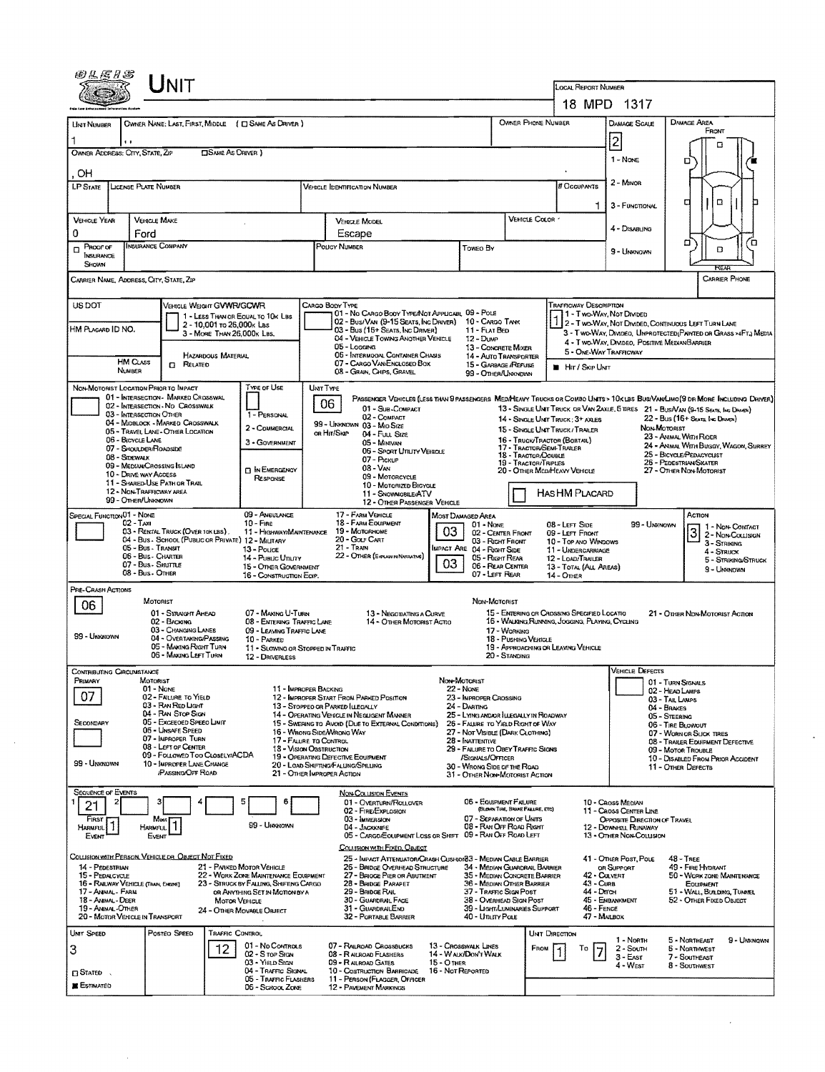# UNIT

**LOCAL REPORT NUMBER:** 18 MPD 1317

| UNIT NUMBER | OWNER NAME: LAST, FIRST, MIDDLE (☐ SAME AS DRIVER) | OWNER PHONE NUMBER | DAMAGE SCALE | DAMAGE AREA |
|---|---|---|---|---|
| 1 | , , | | 2 | FRONT |

OWNER ADDRESS: CITY, STATE, ZIP ☐ SAME AS DRIVER

, OH

DAMAGE SCALE: 1 - NONE, 2 - MINOR, 3 - FUNCTIONAL, 4 - DISABLING, 9 - UNKNOWN

| LP STATE | LICENSE PLATE NUMBER | VEHICLE IDENTIFICATION NUMBER | # OCCUPANTS |
|---|---|---|---|
| | | | 1 |

| VEHICLE YEAR | VEHICLE MAKE | VEHICLE MODEL | VEHICLE COLOR |
|---|---|---|---|
| 0 | Ford | Escape | |

| ☐ PROOF OF INSURANCE SHOWN | INSURANCE COMPANY | POLICY NUMBER | TOWED BY |
|---|---|---|---|
| | | | |

CARRIER NAME, ADDRESS, CITY, STATE, ZIP — CARRIER PHONE

US DOT | VEHICLE WEIGHT GVWR/GCWR: 1 - LESS THAN OR EQUAL TO 10K LBS; 2 - 10,001 TO 26,000K LBS; 3 - MORE THAN 26,000K LBS.

HM PLACARD ID NO. | HM CLASS NUMBER | ☐ HAZARDOUS MATERIAL RELATED

CARGO BODY TYPE: 01 - NO CARGO BODY TYPE/NOT APPLICABLE; 02 - BUS/VAN (9-15 SEATS, INC DRIVER); 03 - BUS (16+ SEATS, INC DRIVER); 04 - VEHICLE TOWING ANOTHER VEHICLE; 05 - LOGGING; 06 - INTERMODAL CONTAINER CHASIS; 07 - CARGO VAN/ENCLOSED BOX; 08 - GRAIN, CHIPS, GRAVEL; 09 - POLE; 10 - CARGO TANK; 11 - FLAT BED; 12 - DUMP; 13 - CONCRETE MIXER; 14 - AUTO TRANSPORTER; 15 - GARBAGE /REFUSE; 99 - OTHER/UNKNOWN

TRAFFICWAY DESCRIPTION: **1** — 1 - TWO-WAY, NOT DIVIDED; 2 - TWO-WAY, NOT DIVIDED, CONTINUOUS LEFT TURN LANE; 3 - TWO-WAY, DIVIDED, UNPROTECTED(PAINTED OR GRASS >4FT.) MEDIA; 4 - TWO-WAY, DIVIDED, POSITIVE MEDIAN BARRIER; 5 - ONE-WAY TRAFFICWAY; ■ HIT / SKIP UNIT

NON-MOTORIST LOCATION PRIOR TO IMPACT: 01 - INTERSECTION - MARKED CROSSWAL; 02 - INTERSECTION - NO CROSSWALK; 03 - INTERSECTION OTHER; 04 - MIDBLOCK - MARKED CROSSWALK; 05 - TRAVEL LANE - OTHER LOCATION; 06 - BICYCLE LANE; 07 - SHOULDER/ROADSIDE; 08 - SIDEWALK; 09 - MEDIAN/CROSSING ISLAND; 10 - DRIVE WAY ACCESS; 11 - SHARED-USE PATH OR TRAIL; 12 - NON-TRAFFICWAY AREA; 99 - OTHER/UNKNOWN

TYPE OF USE: 1 - PERSONAL; 2 - COMMERCIAL; 3 - GOVERNMENT; ☐ IN EMERGENCY RESPONSE

UNIT TYPE: **06**

PASSENGER VEHICLES (LESS THAN 9 PASSENGERS): 01 - SUB-COMPACT; 02 - COMPACT; 99 - UNKNOWN 03 - MID SIZE; OR HIT/SKIP 04 - FULL SIZE; 05 - MINIVAN; 06 - SPORT UTILITY VEHICLE; 07 - PICKUP; 08 - VAN; 09 - MOTORCYCLE; 10 - MOTORIZED BICYCLE; 11 - SNOWMOBILE/ATV; 12 - OTHER PASSENGER VEHICLE

MED/HEAVY TRUCKS OR COMBO UNITS > 10K LBS: 13 - SINGLE UNIT TRUCK OR VAN 2AXLE, 6 TIRES; 14 - SINGLE UNIT TRUCK: 3+ AXLES; 15 - SINGLE UNIT TRUCK / TRAILER; 16 - TRUCK/TRACTOR (BOBTAIL); 17 - TRACTOR/SEMI-TRAILER; 18 - TRACTOR/DOUBLE; 19 - TRACTOR/TRIPLES; 20 - OTHER MED/HEAVY VEHICLE

BUS/VAN/LIMO (9 OR MORE INCLUDING DRIVER): 21 - BUS/VAN (9-15 SEATS, INC DRIVER); 22 - BUS (16+ SEATS, INC DRIVER)

NON-MOTORIST: 23 - ANIMAL WITH RIDER; 24 - ANIMAL WITH BUGGY, WAGON, SURREY; 25 - BICYCLE/PEDACYCLIST; 26 - PEDESTRIAN/SKATER; 27 - OTHER NON-MOTORIST

☐ HAS HM PLACARD

SPECIAL FUNCTION: 01 - NONE; 02 - TAXI; 03 - RENTAL TRUCK (OVER 10K LBS); 04 - BUS - SCHOOL (PUBLIC OR PRIVATE); 05 - BUS - TRANSIT; 06 - BUS - CHARTER; 07 - BUS - SHUTTLE; 08 - BUS - OTHER; 09 - AMBULANCE; 10 - FIRE; 11 - HIGHWAY/MAINTENANCE; 12 - MILITARY; 13 - POLICE; 14 - PUBLIC UTILITY; 15 - OTHER GOVERNMENT; 16 - CONSTRUCTION EQIP.; 17 - FARM VEHICLE; 18 - FARM EQUIPMENT; 19 - MOTORHOME; 20 - GOLF CART; 21 - TRAIN; 22 - OTHER (EXPLAIN IN NARRATIVE)

MOST DAMAGED AREA: **03** — 01 - NONE; 02 - CENTER FRONT; 03 - RIGHT FRONT; IMPACT ARE **03** — 04 - RIGHT SIDE; 05 - RIGHT REAR; 06 - REAR CENTER; 07 - LEFT REAR; 08 - LEFT SIDE; 09 - LEFT FRONT; 10 - TOP AND WINDOWS; 11 - UNDERCARRIAGE; 12 - LOAD/TRAILER; 13 - TOTAL (ALL AREAS); 14 - OTHER; 99 - UNKNOWN

ACTION: **3** — 1 - NON-CONTACT; 2 - NON-COLLISION; 3 - STRIKING; 4 - STRUCK; 5 - STRIKING/STRUCK; 9 - UNKNOWN

PRE-CRASH ACTIONS: **06**

MOTORIST: 01 - STRAIGHT AHEAD; 02 - BACKING; 03 - CHANGING LANES; 04 - OVERTAKING/PASSING; 05 - MAKING RIGHT TURN; 06 - MAKING LEFT TURN; 07 - MAKING U-TURN; 08 - ENTERING TRAFFIC LANE; 09 - LEAVING TRAFFIC LANE; 10 - PARKED; 11 - SLOWING OR STOPPED IN TRAFFIC; 12 - DRIVERLESS; 13 - NEGOTIATING A CURVE; 14 - OTHER MOTORIST ACTIO; 99 - UNKNOWN

NON-MOTORIST: 15 - ENTERING OR CROSSING SPECIFIED LOCATIO; 16 - WALKING, RUNNING, JOGGING, PLAYING, CYCLING; 17 - WORKING; 18 - PUSHING VEHICLE; 19 - APPROACHING OR LEAVING VEHICLE; 20 - STANDING; 21 - OTHER NON-MOTORIST ACTION

CONTRIBUTING CIRCUMSTANCE: PRIMARY **07**; SECONDARY; 99 - UNKNOWN

MOTORIST: 01 - NONE; 02 - FAILURE TO YIELD; 03 - RAN RED LIGHT; 04 - RAN STOP SIGN; 05 - EXCEEDED SPEED LIMIT; 06 - UNSAFE SPEED; 07 - IMPROPER TURN; 08 - LEFT OF CENTER; 09 - FOLLOWED TOO CLOSELY/ACDA; 10 - IMPROPER LANE CHANGE /PASSING/OFF ROAD; 11 - IMPROPER BACKING; 12 - IMPROPER START FROM PARKED POSITION; 13 - STOPPED OR PARKED ILLEGALLY; 14 - OPERATING VEHICLE IN NEGLIGENT MANNER; 15 - SWERING TO AVOID (DUE TO EXTERNAL CONDITIONS); 16 - WRONG SIDE/WRONG WAY; 17 - FAILURE TO CONTROL; 18 - VISION OBSTRUCTION; 19 - OPERATING DEFECTIVE EQUIPMENT; 20 - LOAD SHIFTING/FALLING/SPILLING; 21 - OTHER IMPROPER ACTION

NON-MOTORIST: 22 - NONE; 23 - IMPROPER CROSSING; 24 - DARTING; 25 - LYING AND/OR ILLEGALLY IN ROADWAY; 26 - FALURE TO YIELD RIGHT OF WAY; 27 - NOT VISIBLE (DARK CLOTHING); 28 - INATTENTIVE; 29 - FAILURE TO OBEY TRAFFIC SIGNS /SIGNALS/OFFICER; 30 - WRONG SIDE OF THE ROAD; 31 - OTHER NON-MOTORIST ACTION

VEHICLE DEFECTS: 01 - TURN SIGNALS; 02 - HEAD LAMPS; 03 - TAIL LAMPS; 04 - BRAKES; 05 - STEERING; 06 - TIRE BLOWOUT; 07 - WORN OR SLICK TIRES; 08 - TRAILER EQUIPMENT DEFECTIVE; 09 - MOTOR TROUBLE; 10 - DISABLED FROM PRIOR ACCIDENT; 11 - OTHER DEFECTS

SEQUENCE OF EVENTS: 1: **21**; 2; 3; 4; 5; 6 — FIRST HARMFUL EVENT **1**; MOST HARMFUL EVENT **1**; 99 - UNKNOWN

NON-COLLISION EVENTS: 01 - OVERTURN/ROLLOVER; 02 - FIRE/EXPLOSION; 03 - IMMERSION; 04 - JACKKNIFE; 05 - CARGO/EQUIPMENT LOSS OR SHIFT; 06 - EQUIPMENT FAILURE (BLOWN TIRE, BRAKE FAILURE, ETC); 07 - SEPARATION OF UNITS; 08 - RAN OFF ROAD RIGHT; 09 - RAN OFF ROAD LEFT; 10 - CROSS MEDIAN; 11 - CROSS CENTER LINE OPPOSITE DIRECTION OF TRAVEL; 12 - DOWNHILL RUNAWAY; 13 - OTHER NON-COLLISION

COLLISION WITH PERSON, VEHICLE OR OBJECT NOT FIXED: 14 - PEDESTRIAN; 15 - PEDALCYCLE; 16 - RAILWAY VEHICLE (TRAIN, ENGINE); 17 - ANIMAL - FARM; 18 - ANIMAL - DEER; 19 - ANIMAL - OTHER; 20 - MOTOR VEHICLE IN TRANSPORT; 21 - PARKED MOTOR VEHICLE; 22 - WORK ZONE MAINTENANCE EQUIPMENT; 23 - STRUCK BY FALLING, SHIFTING CARGO OR ANYTHING SET IN MOTION BY A MOTOR VEHICLE; 24 - OTHER MOVABLE OBJECT

COLLISION WITH FIXED, OBJECT: 25 - IMPACT ATTENUATOR/CRASH CUSHION; 26 - BRIDGE OVERHEAD STRUCTURE; 27 - BRIDGE PIER OR ABUTMENT; 28 - BRIDGE PARAPET; 29 - BRIDGE RAIL; 30 - GUARDRAIL FACE; 31 - GUARDRAIL END; 32 - PORTABLE BARRIER; 33 - MEDIAN CABLE BARRIER; 34 - MEDIAN GUARDRAIL BARRIER; 35 - MEDIAN CONCRETE BARRIER; 36 - MEDIAN OTHER BARRIER; 37 - TRAFFIC SIGN POST; 38 - OVERHEAD SIGN POST; 39 - LIGHT/LUMINARIES SUPPORT; 40 - UTILITY POLE; 41 - OTHER POST, POLE OR SUPPORT; 42 - CULVERT; 43 - CURB; 44 - DITCH; 45 - EMBANKMENT; 46 - FENCE; 47 - MAILBOX; 48 - TREE; 49 - FIRE HYDRANT; 50 - WORK ZONE MAINTENANCE EQUIPMENT; 51 - WALL, BUILDING, TUNNEL; 52 - OTHER FIXED OBJECT

| UNIT SPEED | POSTED SPEED | TRAFFIC CONTROL | UNIT DIRECTION |
|---|---|---|---|
| 3 | | 12 | FROM 1 TO 7 |

☐ STATED ■ ESTIMATED

TRAFFIC CONTROL: 01 - NO CONTROLS; 02 - STOP SIGN; 03 - YIELD SIGN; 04 - TRAFFIC SIGNAL; 05 - TRAFFIC FLASHERS; 06 - SCHOOL ZONE; 07 - RAILROAD CROSSBUCKS; 08 - RAILROAD FLASHERS; 09 - RAILROAD GATES; 10 - COSTRUCTION BARRICADE; 11 - PERSON (FLAGGER, OFFICER; 12 - PAVEMENT MARKINGS; 13 - CROSSWALK LINES; 14 - WALK/DON'T WALK; 15 - OTHER; 16 - NOT REPORTED

UNIT DIRECTION: 1 - NORTH; 2 - SOUTH; 3 - EAST; 4 - WEST; 5 - NORTHEAST; 6 - NORTHWEST; 7 - SOUTHEAST; 8 - SOUTHWEST; 9 - UNKNOWN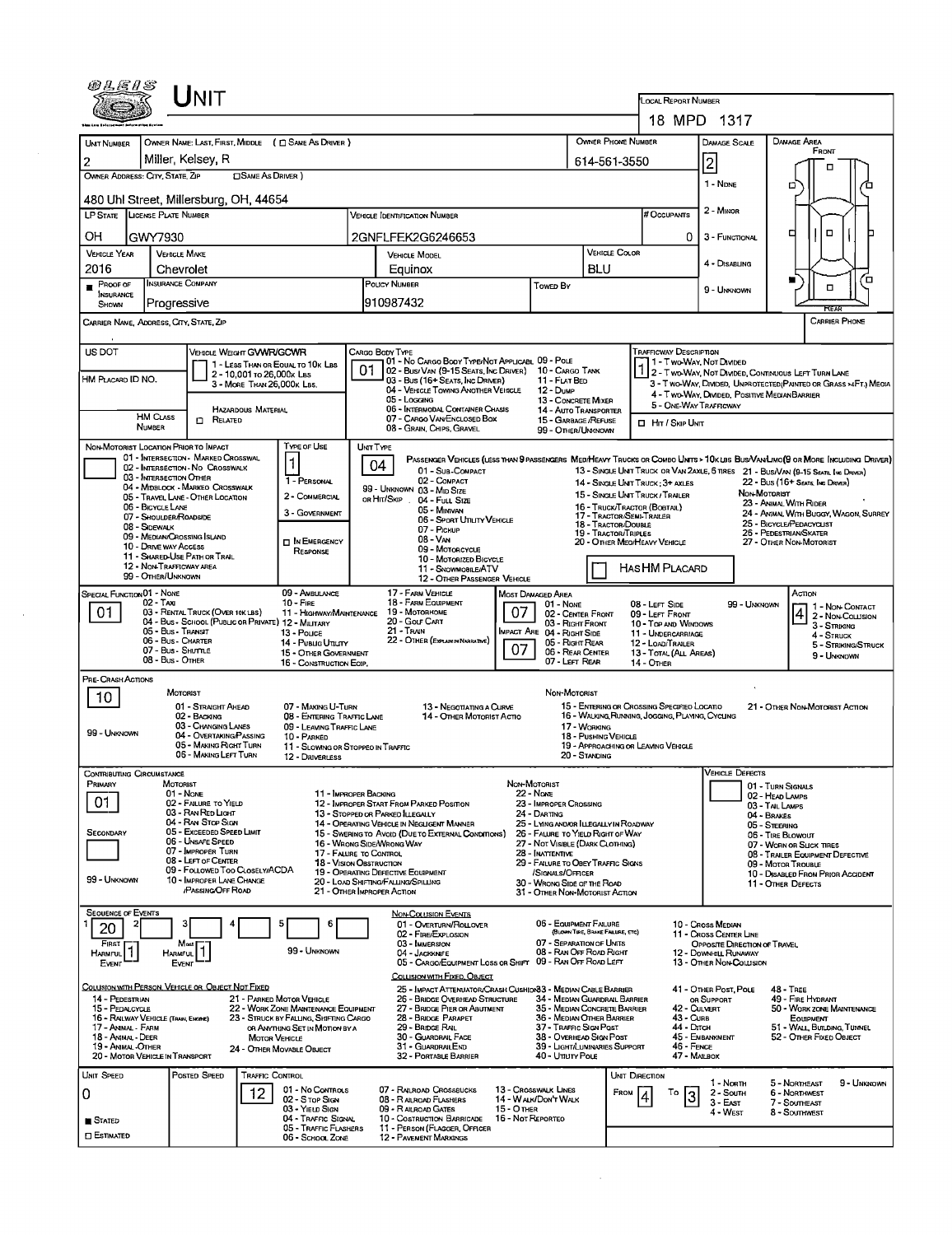# UNIT

**LOCAL REPORT NUMBER:** 18 MPD 1317

| UNIT NUMBER | OWNER NAME: LAST, FIRST, MIDDLE ( ☐ SAME AS DRIVER ) | OWNER PHONE NUMBER | DAMAGE SCALE | DAMAGE AREA |
|---|---|---|---|---|
| 2 | Miller, Kelsey, R | 614-561-3550 | 2 | FRONT |

OWNER ADDRESS: CITY, STATE, ZIP ☐ SAME AS DRIVER )
480 Uhl Street, Millersburg, OH, 44654

DAMAGE SCALE: 1 - NONE; 2 - MINOR; 3 - FUNCTIONAL; 4 - DISABLING; 9 - UNKNOWN

| LP STATE | LICENSE PLATE NUMBER | VEHICLE IDENTIFICATION NUMBER | # OCCUPANTS |
|---|---|---|---|
| OH | GWY7930 | 2GNFLFEK2G6246653 | 0 |

| VEHICLE YEAR | VEHICLE MAKE | VEHICLE MODEL | VEHICLE COLOR |
|---|---|---|---|
| 2016 | Chevrolet | Equinox | BLU |

| PROOF OF INSURANCE SHOWN | INSURANCE COMPANY | POLICY NUMBER | TOWED BY |
|---|---|---|---|
| ■ | Progressive | 910987432 | |

CARRIER NAME, ADDRESS, CITY, STATE, ZIP — CARRIER PHONE

US DOT

VEHICLE WEIGHT GVWR/GCWR: 1 - LESS THAN OR EQUAL TO 10K LBS; 2 - 10,001 TO 26,000K LBS; 3 - MORE THAN 26,000K LBS.

HM PLACARD ID NO.

HM CLASS NUMBER — HAZARDOUS MATERIAL ☐ RELATED

CARGO BODY TYPE: **01** — 01 - NO CARGO BODY TYPE/NOT APPLICABLE; 02 - BUS/VAN (9-15 SEATS, INC DRIVER); 03 - BUS (16+ SEATS, INC DRIVER); 04 - VEHICLE TOWING ANOTHER VEHICLE; 05 - LOGGING; 06 - INTERMODAL CONTAINER CHASIS; 07 - CARGO VAN/ENCLOSED BOX; 08 - GRAIN, CHIPS, GRAVEL; 09 - POLE; 10 - CARGO TANK; 11 - FLAT BED; 12 - DUMP; 13 - CONCRETE MIXER; 14 - AUTO TRANSPORTER; 15 - GARBAGE/REFUSE; 99 - OTHER/UNKNOWN

TRAFFICWAY DESCRIPTION: **1** — 1 - TWO-WAY, NOT DIVIDED; 2 - TWO-WAY, NOT DIVIDED, CONTINUOUS LEFT TURN LANE; 3 - TWO-WAY, DIVIDED, UNPROTECTED (PAINTED OR GRASS >4FT.) MEDIA; 4 - TWO-WAY, DIVIDED, POSITIVE MEDIAN BARRIER; 5 - ONE-WAY TRAFFICWAY

☐ HIT / SKIP UNIT

NON-MOTORIST LOCATION PRIOR TO IMPACT: 01 - INTERSECTION - MARKED CROSSWAL; 02 - INTERSECTION - NO CROSSWALK; 03 - INTERSECTION OTHER; 04 - MIDBLOCK - MARKED CROSSWALK; 05 - TRAVEL LANE - OTHER LOCATION; 06 - BICYCLE LANE; 07 - SHOULDER/ROADSIDE; 08 - SIDEWALK; 09 - MEDIAN/CROSSING ISLAND; 10 - DRIVE WAY ACCESS; 11 - SHARED-USE PATH OR TRAIL; 12 - NON-TRAFFICWAY AREA; 99 - OTHER/UNKNOWN

TYPE OF USE: **1** — 1 - PERSONAL; 2 - COMMERCIAL; 3 - GOVERNMENT; ☐ IN EMERGENCY RESPONSE

UNIT TYPE: **04** — PASSENGER VEHICLES (LESS THAN 9 PASSENGERS MED/HEAVY TRUCKS OR COMBO UNITS > 10K LBS BUS/VAN/LIMO(9 OR MORE INCLUDING DRIVER): 01 - SUB-COMPACT; 02 - COMPACT; 99 - UNKNOWN 03 - MID SIZE OR HIT/SKIP; 04 - FULL SIZE; 05 - MINIVAN; 06 - SPORT UTILITY VEHICLE; 07 - PICKUP; 08 - VAN; 09 - MOTORCYCLE; 10 - MOTORIZED BICYCLE; 11 - SNOWMOBILE/ATV; 12 - OTHER PASSENGER VEHICLE; 13 - SINGLE UNIT TRUCK OR VAN 2AXLE, 6 TIRES; 14 - SINGLE UNIT TRUCK; 3+ AXLES; 15 - SINGLE UNIT TRUCK / TRAILER; 16 - TRUCK/TRACTOR (BOBTAIL); 17 - TRACTOR/SEMI-TRAILER; 18 - TRACTOR/DOUBLE; 19 - TRACTOR/TRIPLES; 20 - OTHER MED/HEAVY VEHICLE; 21 - BUS/VAN (9-15 SEATS, INC DRIVER); 22 - BUS (16+ SEATS, INC DRIVER); NON-MOTORIST: 23 - ANIMAL WITH RIDER; 24 - ANIMAL WITH BUGGY, WAGON, SURREY; 25 - BICYCLE/PEDACYCLIST; 26 - PEDESTRIAN/SKATER; 27 - OTHER NON-MOTORIST

☐ HAS HM PLACARD

SPECIAL FUNCTION: **01** — 01 - NONE; 02 - TAXI; 03 - RENTAL TRUCK (OVER 10K LBS); 04 - BUS - SCHOOL (PUBLIC OR PRIVATE); 05 - BUS - TRANSIT; 06 - BUS - CHARTER; 07 - BUS - SHUTTLE; 08 - BUS - OTHER; 09 - AMBULANCE; 10 - FIRE; 11 - HIGHWAY/MAINTENANCE; 12 - MILITARY; 13 - POLICE; 14 - PUBLIC UTILITY; 15 - OTHER GOVERNMENT; 16 - CONSTRUCTION EQIP.; 17 - FARM VEHICLE; 18 - FARM EQUIPMENT; 19 - MOTORHOME; 20 - GOLF CART; 21 - TRAIN; 22 - OTHER (EXPLAIN IN NARRATIVE)

MOST DAMAGED AREA: **07**; IMPACT ARE: **07** — 01 - NONE; 02 - CENTER FRONT; 03 - RIGHT FRONT; 04 - RIGHT SIDE; 05 - RIGHT REAR; 06 - REAR CENTER; 07 - LEFT REAR; 08 - LEFT SIDE; 09 - LEFT FRONT; 10 - TOP AND WINDOWS; 11 - UNDERCARRIAGE; 12 - LOAD/TRAILER; 13 - TOTAL (ALL AREAS); 14 - OTHER; 99 - UNKNOWN

ACTION: **4** — 1 - NON-CONTACT; 2 - NON-COLLISION; 3 - STRIKING; 4 - STRUCK; 5 - STRIKING/STRUCK; 9 - UNKNOWN

PRE-CRASH ACTIONS: **10**

MOTORIST: 01 - STRAIGHT AHEAD; 02 - BACKING; 03 - CHANGING LANES; 04 - OVERTAKING/PASSING; 05 - MAKING RIGHT TURN; 06 - MAKING LEFT TURN; 07 - MAKING U-TURN; 08 - ENTERING TRAFFIC LANE; 09 - LEAVING TRAFFIC LANE; 10 - PARKED; 11 - SLOWING OR STOPPED IN TRAFFIC; 12 - DRIVERLESS; 13 - NEGOTIATING A CURVE; 14 - OTHER MOTORIST ACTIO; 99 - UNKNOWN

NON-MOTORIST: 15 - ENTERING OR CROSSING SPECIFIED LOCATIO; 16 - WALKING, RUNNING, JOGGING, PLAYING, CYCLING; 17 - WORKING; 18 - PUSHING VEHICLE; 19 - APPROACHING OR LEAVING VEHICLE; 20 - STANDING; 21 - OTHER NON-MOTORIST ACTION

CONTRIBUTING CIRCUMSTANCE — PRIMARY: **01**; SECONDARY: (blank); 99 - UNKNOWN

MOTORIST: 01 - NONE; 02 - FAILURE TO YIELD; 03 - RAN RED LIGHT; 04 - RAN STOP SIGN; 05 - EXCEEDED SPEED LIMIT; 06 - UNSAFE SPEED; 07 - IMPROPER TURN; 08 - LEFT OF CENTER; 09 - FOLLOWED TOO CLOSELY/ACDA; 10 - IMPROPER LANE CHANGE /PASSING/OFF ROAD; 11 - IMPROPER BACKING; 12 - IMPROPER START FROM PARKED POSITION; 13 - STOPPED OR PARKED ILLEGALLY; 14 - OPERATING VEHICLE IN NEGLIGENT MANNER; 15 - SWERING TO AVOID (DUE TO EXTERNAL CONDITIONS); 16 - WRONG SIDE/WRONG WAY; 17 - FAILURE TO CONTROL; 18 - VISION OBSTRUCTION; 19 - OPERATING DEFECTIVE EQUIPMENT; 20 - LOAD SHIFTING/FALLING/SPILLING; 21 - OTHER IMPROPER ACTION

NON-MOTORIST: 22 - NONE; 23 - IMPROPER CROSSING; 24 - DARTING; 25 - LYING AND/OR ILLEGALLY IN ROADWAY; 26 - FAILURE TO YIELD RIGHT OF WAY; 27 - NOT VISIBLE (DARK CLOTHING); 28 - INATTENTIVE; 29 - FAILURE TO OBEY TRAFFIC SIGNS /SIGNALS/OFFICER; 30 - WRONG SIDE OF THE ROAD; 31 - OTHER NON-MOTORIST ACTION

VEHICLE DEFECTS: 01 - TURN SIGNALS; 02 - HEAD LAMPS; 03 - TAIL LAMPS; 04 - BRAKES; 05 - STEERING; 06 - TIRE BLOWOUT; 07 - WORN OR SLICK TIRES; 08 - TRAILER EQUIPMENT DEFECTIVE; 09 - MOTOR TROUBLE; 10 - DISABLED FROM PRIOR ACCIDENT; 11 - OTHER DEFECTS

SEQUENCE OF EVENTS: 1: **20**; 2: ; 3: ; 4: ; 5: ; 6: ; FIRST HARMFUL EVENT: **1**; MOST HARMFUL EVENT: **1**; 99 - UNKNOWN

NON-COLLISION EVENTS: 01 - OVERTURN/ROLLOVER; 02 - FIRE/EXPLOSION; 03 - IMMERSION; 04 - JACKKNIFE; 05 - CARGO/EQUIPMENT LOSS OR SHIFT; 06 - EQUIPMENT FAILURE (BLOWN TIRE, BRAKE FAILURE, ETC); 07 - SEPARATION OF UNITS; 08 - RAN OFF ROAD RIGHT; 09 - RAN OFF ROAD LEFT; 10 - CROSS MEDIAN; 11 - CROSS CENTER LINE OPPOSITE DIRECTION OF TRAVEL; 12 - DOWNHILL RUNAWAY; 13 - OTHER NON-COLLISION

COLLISION WITH PERSON, VEHICLE OR OBJECT NOT FIXED: 14 - PEDESTRIAN; 15 - PEDALCYCLE; 16 - RAILWAY VEHICLE (TRAIN, ENGINE); 17 - ANIMAL - FARM; 18 - ANIMAL - DEER; 19 - ANIMAL -OTHER; 20 - MOTOR VEHICLE IN TRANSPORT; 21 - PARKED MOTOR VEHICLE; 22 - WORK ZONE MAINTENANCE EQUIPMENT; 23 - STRUCK BY FALLING, SHIFTING CARGO OR ANYTHING SET IN MOTION BY A MOTOR VEHICLE; 24 - OTHER MOVABLE OBJECT

COLLISION WITH FIXED, OBJECT: 25 - IMPACT ATTENUATOR/CRASH CUSHION; 26 - BRIDGE OVERHEAD STRUCTURE; 27 - BRIDGE PIER OR ABUTMENT; 28 - BRIDGE PARAPET; 29 - BRIDGE RAIL; 30 - GUARDRAIL FACE; 31 - GUARDRAIL END; 32 - PORTABLE BARRIER; 33 - MEDIAN CABLE BARRIER; 34 - MEDIAN GUARDRAIL BARRIER; 35 - MEDIAN CONCRETE BARRIER; 36 - MEDIAN OTHER BARRIER; 37 - TRAFFIC SIGN POST; 38 - OVERHEAD SIGN POST; 39 - LIGHT/LUMINARIES SUPPORT; 40 - UTILITY POLE; 41 - OTHER POST, POLE OR SUPPORT; 42 - CULVERT; 43 - CURB; 44 - DITCH; 45 - EMBANKMENT; 46 - FENCE; 47 - MAILBOX; 48 - TREE; 49 - FIRE HYDRANT; 50 - WORK ZONE MAINTENANCE EQUIPMENT; 51 - WALL, BUILDING, TUNNEL; 52 - OTHER FIXED OBJECT

| UNIT SPEED | POSTED SPEED | TRAFFIC CONTROL | UNIT DIRECTION |
|---|---|---|---|
| 0 | | 12 | FROM 4 TO 3 |

■ STATED ☐ ESTIMATED

TRAFFIC CONTROL: 01 - NO CONTROLS; 02 - STOP SIGN; 03 - YIELD SIGN; 04 - TRAFFIC SIGNAL; 05 - TRAFFIC FLASHERS; 06 - SCHOOL ZONE; 07 - RAILROAD CROSSBUCKS; 08 - RAILROAD FLASHERS; 09 - RAILROAD GATES; 10 - COSTRUCTION BARRICADE; 11 - PERSON (FLAGGER, OFFICER); 12 - PAVEMENT MARKINGS; 13 - CROSSWALK LINES; 14 - WALK/DON'T WALK; 15 - OTHER; 16 - NOT REPORTED

UNIT DIRECTION: 1 - NORTH; 2 - SOUTH; 3 - EAST; 4 - WEST; 5 - NORTHEAST; 6 - NORTHWEST; 7 - SOUTHEAST; 8 - SOUTHWEST; 9 - UNKNOWN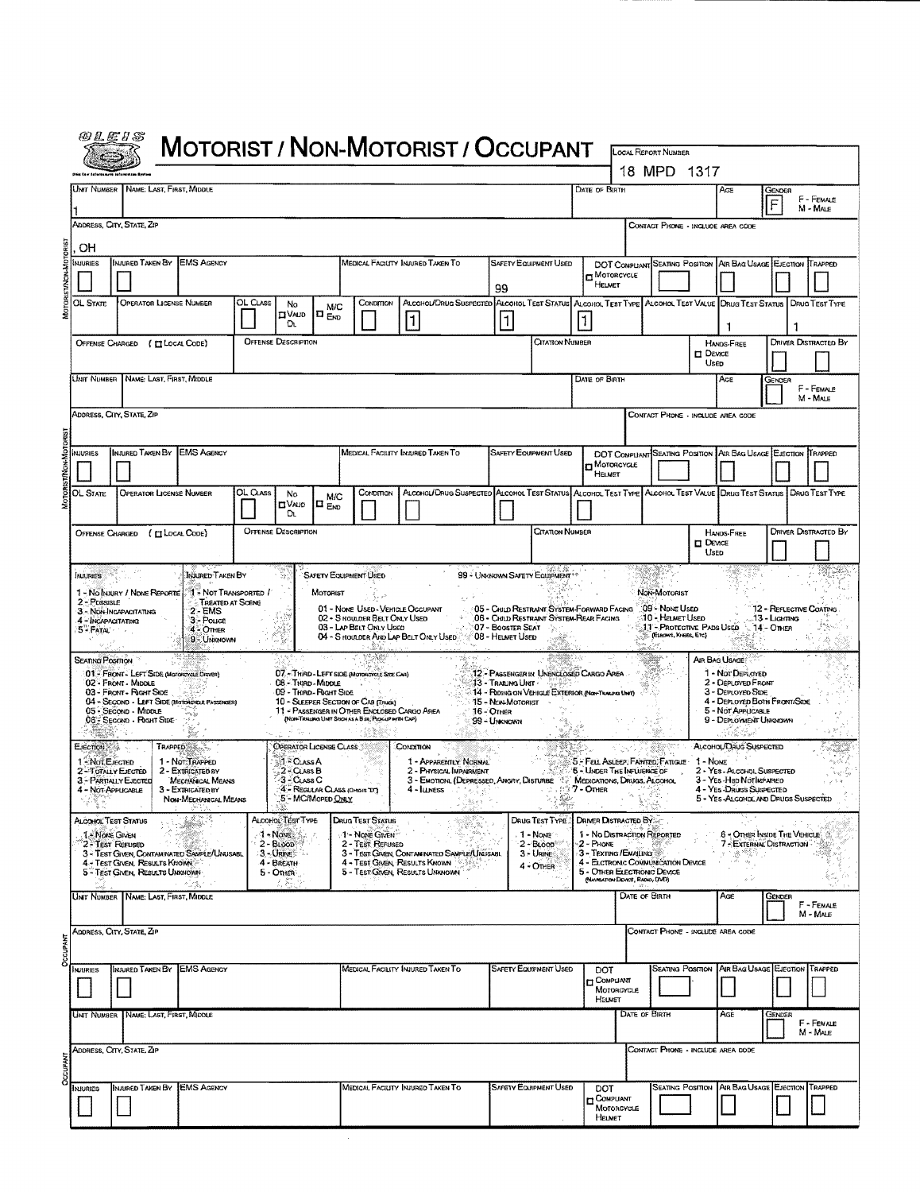# MOTORIST / NON-MOTORIST / OCCUPANT

OLEIS

LOCAL REPORT NUMBER: 18 MPD 1317

## MOTORIST/NON-MOTORIST

| UNIT NUMBER | NAME: LAST, FIRST, MIDDLE | DATE OF BIRTH | AGE | GENDER (F - FEMALE, M - MALE) |
|---|---|---|---|---|
| 1 | | | | F |

| ADDRESS, CITY, STATE, ZIP | CONTACT PHONE - INCLUDE AREA CODE |
|---|---|
| , OH | |

| INJURIES | INJURED TAKEN BY | EMS AGENCY | MEDICAL FACILITY INJURED TAKEN TO | SAFETY EQUIPMENT USED | DOT COMPLIANT MOTORCYCLE HELMET | SEATING POSITION | AIR BAG USAGE | EJECTION | TRAPPED |
|---|---|---|---|---|---|---|---|---|---|
| | | | | 99 | | | | | |

| OL STATE | OPERATOR LICENSE NUMBER | OL CLASS | NO VALID DL | M/C END | CONDITION | ALCOHOL/DRUG SUSPECTED | ALCOHOL TEST STATUS | ALCOHOL TEST TYPE | ALCOHOL TEST VALUE | DRUG TEST STATUS | DRUG TEST TYPE |
|---|---|---|---|---|---|---|---|---|---|---|---|
| | | | | | | 1 | 1 | 1 | | 1 | 1 |

| OFFENSE CHARGED ( LOCAL CODE) | OFFENSE DESCRIPTION | CITATION NUMBER | HANDS-FREE DEVICE USED | DRIVER DISTRACTED BY |
|---|---|---|---|---|
| | | | | |

## MOTORIST/NON-MOTORIST

| UNIT NUMBER | NAME: LAST, FIRST, MIDDLE | DATE OF BIRTH | AGE | GENDER (F - FEMALE, M - MALE) |
|---|---|---|---|---|
| | | | | |

| ADDRESS, CITY, STATE, ZIP | CONTACT PHONE - INCLUDE AREA CODE |
|---|---|
| | |

| INJURIES | INJURED TAKEN BY | EMS AGENCY | MEDICAL FACILITY INJURED TAKEN TO | SAFETY EQUIPMENT USED | DOT COMPLIANT MOTORCYCLE HELMET | SEATING POSITION | AIR BAG USAGE | EJECTION | TRAPPED |
|---|---|---|---|---|---|---|---|---|---|
| | | | | | | | | | |

| OL STATE | OPERATOR LICENSE NUMBER | OL CLASS | NO VALID DL | M/C END | CONDITION | ALCOHOL/DRUG SUSPECTED | ALCOHOL TEST STATUS | ALCOHOL TEST TYPE | ALCOHOL TEST VALUE | DRUG TEST STATUS | DRUG TEST TYPE |
|---|---|---|---|---|---|---|---|---|---|---|---|
| | | | | | | | | | | | |

| OFFENSE CHARGED ( LOCAL CODE) | OFFENSE DESCRIPTION | CITATION NUMBER | HANDS-FREE DEVICE USED | DRIVER DISTRACTED BY |
|---|---|---|---|---|
| | | | | |

## Codes

**INJURIES**
1 - NO INJURY / NONE REPORTED
2 - POSSIBLE
3 - NON-INCAPACITATING
4 - INCAPACITATING
5 - FATAL

**INJURED TAKEN BY**
1 - NOT TRANSPORTED / TREATED AT SCENE
2 - EMS
3 - POLICE
4 - OTHER
9 - UNKNOWN

**SAFETY EQUIPMENT USED**
99 - UNKNOWN SAFETY EQUIPMENT

MOTORIST
01 - NONE USED - VEHICLE OCCUPANT
02 - SHOULDER BELT ONLY USED
03 - LAP BELT ONLY USED
04 - SHOULDER AND LAP BELT ONLY USED
05 - CHILD RESTRAINT SYSTEM-FORWARD FACING
06 - CHILD RESTRAINT SYSTEM-REAR FACING
07 - BOOSTER SEAT
08 - HELMET USED

NON-MOTORIST
09 - NONE USED
10 - HELMET USED
11 - PROTECTIVE PADS USED (ELBOWS, KNEES, ETC)
12 - REFLECTIVE COATING
13 - LIGHTING
14 - OTHER

**SEATING POSITION**
01 - FRONT - LEFT SIDE (MOTORCYCLE DRIVER)
02 - FRONT - MIDDLE
03 - FRONT - RIGHT SIDE
04 - SECOND - LEFT SIDE (MOTORCYCLE PASSENGER)
05 - SECOND - MIDDLE
06 - SECOND - RIGHT SIDE
07 - THIRD - LEFT SIDE (MOTORCYCLE SIDE CAR)
08 - THIRD - MIDDLE
09 - THIRD - RIGHT SIDE
10 - SLEEPER SECTION OF CAB (TRUCK)
11 - PASSENGER IN OTHER ENCLOSED CARGO AREA (NON-TRAILING UNIT SUCH AS A BUS, PICKUP WITH CAP)
12 - PASSENGER IN UNENCLOSED CARGO AREA
13 - TRAILING UNIT
14 - RIDING ON VEHICLE EXTERIOR (NON-TRAILING UNIT)
15 - NON-MOTORIST
16 - OTHER
99 - UNKNOWN

**AIR BAG USAGE**
1 - NOT DEPLOYED
2 - DEPLOYED FRONT
3 - DEPLOYED SIDE
4 - DEPLOYED BOTH FRONT/SIDE
5 - NOT APPLICABLE
9 - DEPLOYMENT UNKNOWN

**EJECTION**
1 - NOT EJECTED
2 - TOTALLY EJECTED
3 - PARTIALLY EJECTED
4 - NOT APPLICABLE

**TRAPPED**
1 - NOT TRAPPED
2 - EXTRICATED BY MECHANICAL MEANS
3 - EXTRICATED BY NON-MECHANICAL MEANS

**OPERATOR LICENSE CLASS**
1 - CLASS A
2 - CLASS B
3 - CLASS C
4 - REGULAR CLASS (OHIO IS "D")
5 - MC/MOPED ONLY

**CONDITION**
1 - APPARENTLY NORMAL
2 - PHYSICAL IMPAIRMENT
3 - EMOTIONAL (DEPRESSED, ANGRY, DISTURBED)
4 - ILLNESS
5 - FELL ASLEEP, FAINTED, FATIGUE
6 - UNDER THE INFLUENCE OF MEDICATIONS, DRUGS, ALCOHOL
7 - OTHER

**ALCOHOL/DRUG SUSPECTED**
1 - NONE
2 - YES - ALCOHOL SUSPECTED
3 - YES - HBD NOT IMPAIRED
4 - YES - DRUGS SUSPECTED
5 - YES - ALCOHOL AND DRUGS SUSPECTED

**ALCOHOL TEST STATUS**
1 - NONE GIVEN
2 - TEST REFUSED
3 - TEST GIVEN, CONTAMINATED SAMPLE/UNUSABLE
4 - TEST GIVEN, RESULTS KNOWN
5 - TEST GIVEN, RESULTS UNKNOWN

**ALCOHOL TEST TYPE**
1 - NONE
2 - BLOOD
3 - URINE
4 - BREATH
5 - OTHER

**DRUG TEST STATUS**
1 - NONE GIVEN
2 - TEST REFUSED
3 - TEST GIVEN, CONTAMINATED SAMPLE/UNUSABLE
4 - TEST GIVEN, RESULTS KNOWN
5 - TEST GIVEN, RESULTS UNKNOWN

**DRUG TEST TYPE**
1 - NONE
2 - BLOOD
3 - URINE
4 - OTHER

**DRIVER DISTRACTED BY**
1 - NO DISTRACTION REPORTED
2 - PHONE
3 - TEXTING /EMAILING
4 - ELECTRONIC COMMUNICATION DEVICE
5 - OTHER ELECTRONIC DEVICE (NAVIGATION DEVICE, RADIO, DVD)
6 - OTHER INSIDE THE VEHICLE
7 - EXTERNAL DISTRACTION

## OCCUPANT

| UNIT NUMBER | NAME: LAST, FIRST, MIDDLE | DATE OF BIRTH | AGE | GENDER (F - FEMALE, M - MALE) |
|---|---|---|---|---|
| | | | | |

| ADDRESS, CITY, STATE, ZIP | CONTACT PHONE - INCLUDE AREA CODE |
|---|---|
| | |

| INJURIES | INJURED TAKEN BY | EMS AGENCY | MEDICAL FACILITY INJURED TAKEN TO | SAFETY EQUIPMENT USED | DOT COMPLIANT MOTORCYCLE HELMET | SEATING POSITION | AIR BAG USAGE | EJECTION | TRAPPED |
|---|---|---|---|---|---|---|---|---|---|
| | | | | | | | | | |

## OCCUPANT

| UNIT NUMBER | NAME: LAST, FIRST, MIDDLE | DATE OF BIRTH | AGE | GENDER (F - FEMALE, M - MALE) |
|---|---|---|---|---|
| | | | | |

| ADDRESS, CITY, STATE, ZIP | CONTACT PHONE - INCLUDE AREA CODE |
|---|---|
| | |

| INJURIES | INJURED TAKEN BY | EMS AGENCY | MEDICAL FACILITY INJURED TAKEN TO | SAFETY EQUIPMENT USED | DOT COMPLIANT MOTORCYCLE HELMET | SEATING POSITION | AIR BAG USAGE | EJECTION | TRAPPED |
|---|---|---|---|---|---|---|---|---|---|
| | | | | | | | | | |